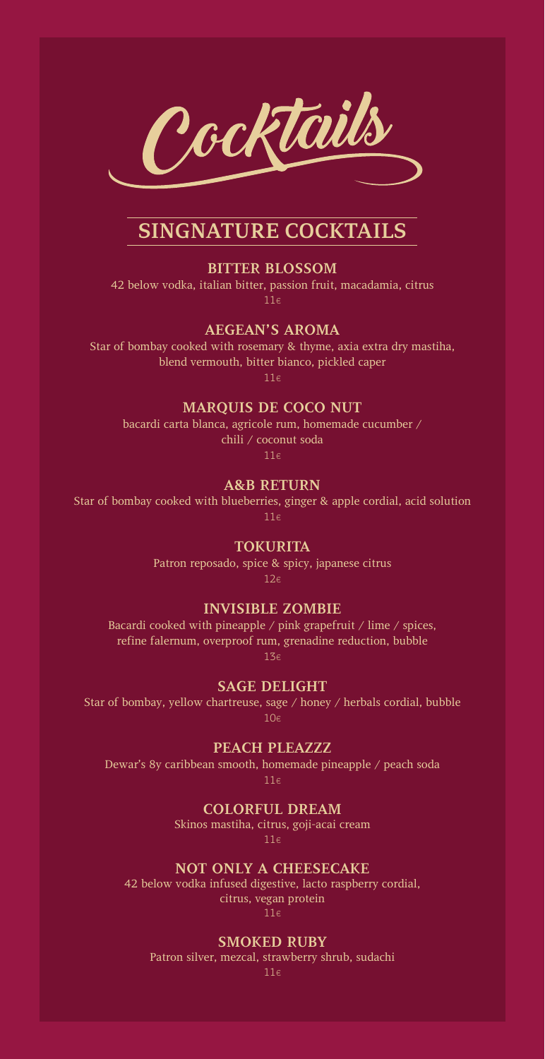# Cocktails

## SINGNATURE COCKTAILS

### BITTER BLOSSOM

42 below vodka, italian bitter, passion fruit, macadamia, citrus

11€

### AEGEAN'S AROMA

Star of bombay cooked with rosemary & thyme, axia extra dry mastiha, blend vermouth, bitter bianco, pickled caper

11€

### MARQUIS DE COCO NUT

bacardi carta blanca, agricole rum, homemade cucumber / chili / coconut soda

11€

### A&B RETURN

Star of bombay cooked with blueberries, ginger & apple cordial, acid solution

11€

### TOKURITA

Patron reposado, spice & spicy, japanese citrus

12€

### INVISIBLE ZOMBIE

Bacardi cooked with pineapple / pink grapefruit / lime / spices, refine falernum, overproof rum, grenadine reduction, bubble

13€

### SAGE DELIGHT

Star of bombay, yellow chartreuse, sage / honey / herbals cordial, bubble

10€

### PEACH PLEAZZZ

Dewar's 8y caribbean smooth, homemade pineapple / peach soda

11€

### COLORFUL DREAM

Skinos mastiha, citrus, goji-acai cream

11€

### NOT ONLY A CHEESECAKE

42 below vodka infused digestive, lacto raspberry cordial, citrus, vegan protein

11€

### SMOKED RUBY

Patron silver, mezcal, strawberry shrub, sudachi

11€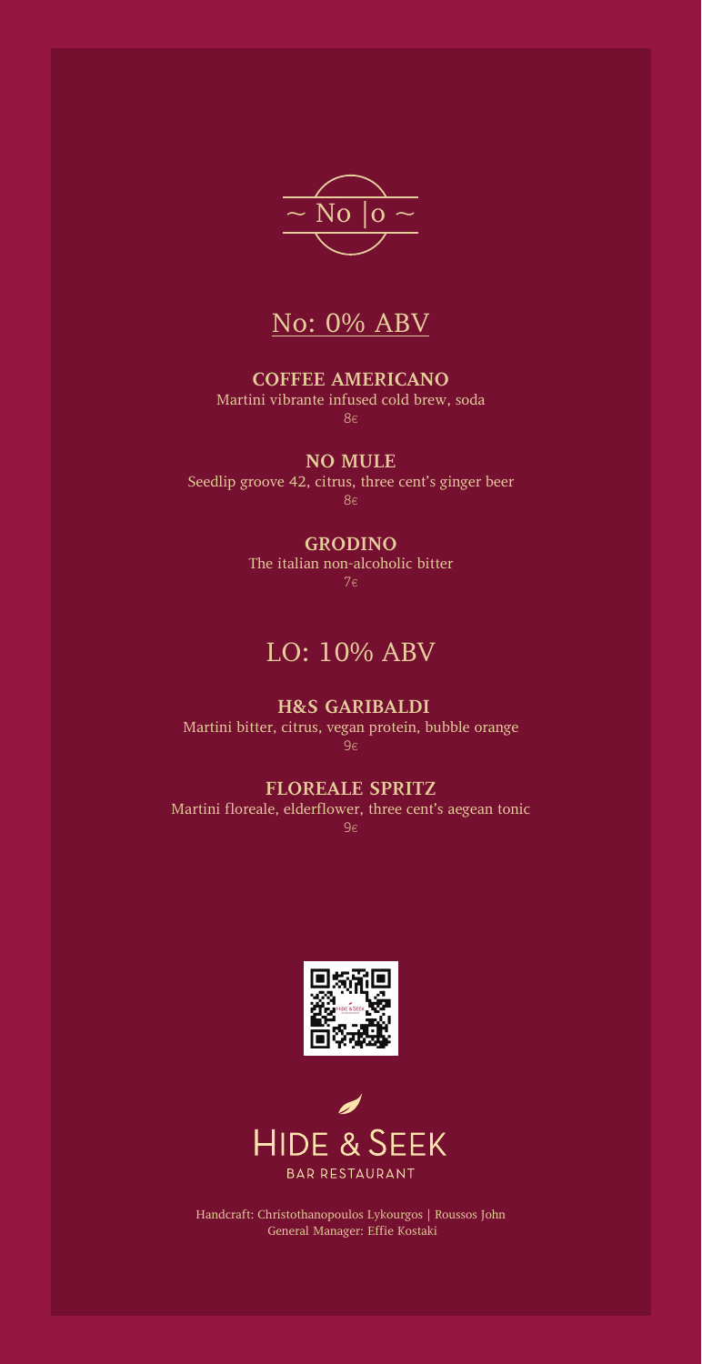~ No |o ~

## No: 0% ABV

**COFFEE AMERICANO**
Martini vibrante infused cold brew, soda
8€

**NO MULE**
Seedlip groove 42, citrus, three cent's ginger beer
8€

**GRODINO**
The italian non-alcoholic bitter
7€

## LO: 10% ABV

**H&S GARIBALDI**
Martini bitter, citrus, vegan protein, bubble orange
9€

**FLOREALE SPRITZ**
Martini floreale, elderflower, three cent's aegean tonic
9€

HIDE & SEEK
BAR RESTAURANT

Handcraft: Christothanopoulos Lykourgos | Roussos John
General Manager: Effie Kostaki